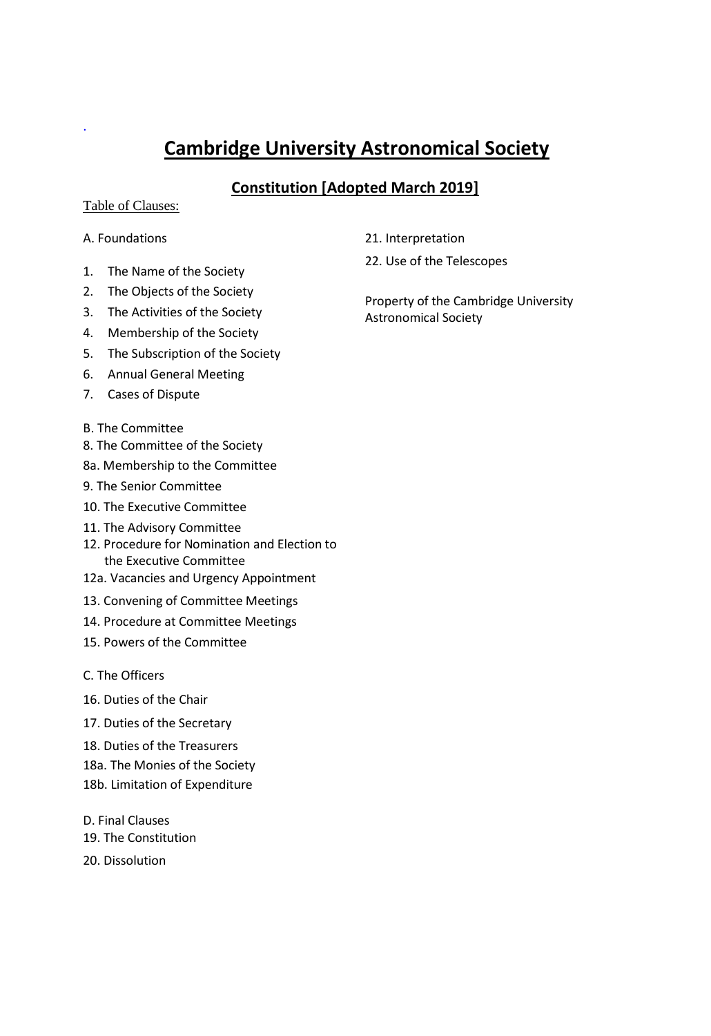# Cambridge University Astronomical Society

## Constitution [Adopted March 2019]

Table of Clauses:

A. Foundations

1. The Name of the Society
2. The Objects of the Society
3. The Activities of the Society
4. Membership of the Society
5. The Subscription of the Society
6. Annual General Meeting
7. Cases of Dispute

B. The Committee

8. The Committee of the Society

8a. Membership to the Committee

9. The Senior Committee

10. The Executive Committee

11. The Advisory Committee

12. Procedure for Nomination and Election to the Executive Committee

12a. Vacancies and Urgency Appointment

13. Convening of Committee Meetings

14. Procedure at Committee Meetings

15. Powers of the Committee

C. The Officers

16. Duties of the Chair

17. Duties of the Secretary

18. Duties of the Treasurers

18a. The Monies of the Society

18b. Limitation of Expenditure

D. Final Clauses

19. The Constitution

20. Dissolution

21. Interpretation

22. Use of the Telescopes

Property of the Cambridge University Astronomical Society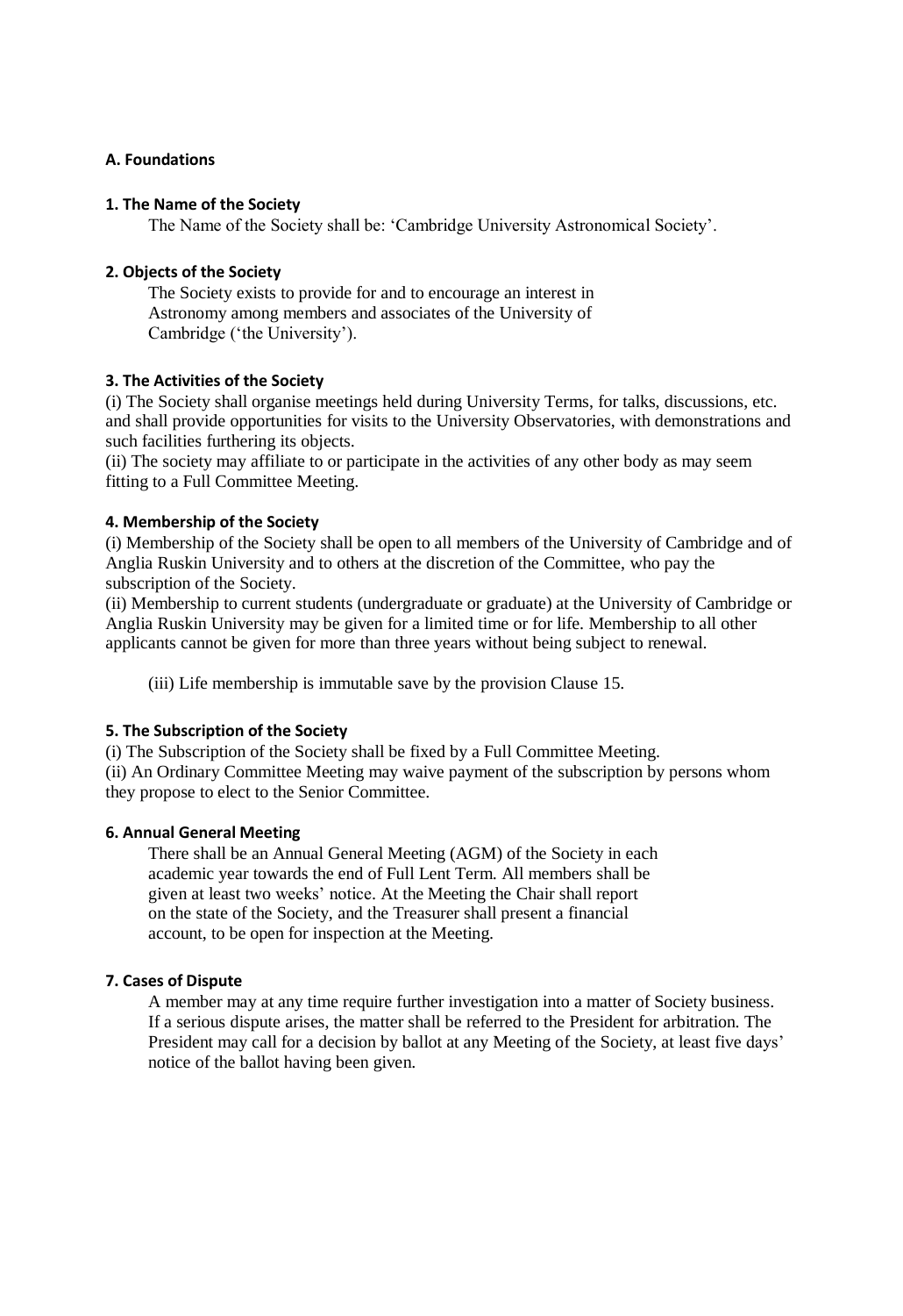## A. Foundations

### 1. The Name of the Society

The Name of the Society shall be: 'Cambridge University Astronomical Society'.

### 2. Objects of the Society

The Society exists to provide for and to encourage an interest in Astronomy among members and associates of the University of Cambridge ('the University').

### 3. The Activities of the Society

(i) The Society shall organise meetings held during University Terms, for talks, discussions, etc. and shall provide opportunities for visits to the University Observatories, with demonstrations and such facilities furthering its objects.

(ii) The society may affiliate to or participate in the activities of any other body as may seem fitting to a Full Committee Meeting.

### 4. Membership of the Society

(i) Membership of the Society shall be open to all members of the University of Cambridge and of Anglia Ruskin University and to others at the discretion of the Committee, who pay the subscription of the Society.

(ii) Membership to current students (undergraduate or graduate) at the University of Cambridge or Anglia Ruskin University may be given for a limited time or for life. Membership to all other applicants cannot be given for more than three years without being subject to renewal.

(iii) Life membership is immutable save by the provision Clause 15.

### 5. The Subscription of the Society

(i) The Subscription of the Society shall be fixed by a Full Committee Meeting.

(ii) An Ordinary Committee Meeting may waive payment of the subscription by persons whom they propose to elect to the Senior Committee.

### 6. Annual General Meeting

There shall be an Annual General Meeting (AGM) of the Society in each academic year towards the end of Full Lent Term. All members shall be given at least two weeks' notice. At the Meeting the Chair shall report on the state of the Society, and the Treasurer shall present a financial account, to be open for inspection at the Meeting.

### 7. Cases of Dispute

A member may at any time require further investigation into a matter of Society business. If a serious dispute arises, the matter shall be referred to the President for arbitration. The President may call for a decision by ballot at any Meeting of the Society, at least five days' notice of the ballot having been given.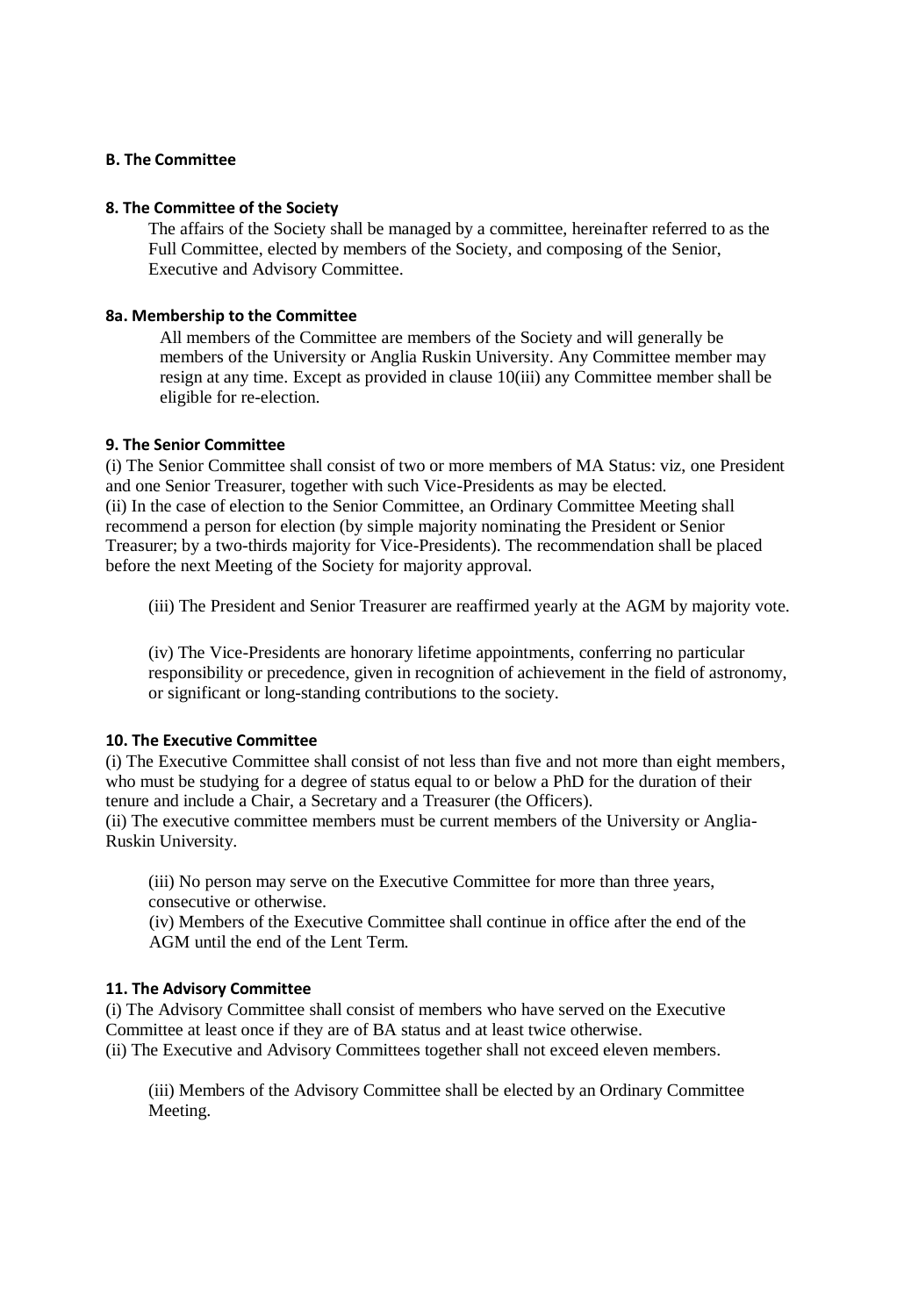## B. The Committee

### 8. The Committee of the Society

The affairs of the Society shall be managed by a committee, hereinafter referred to as the Full Committee, elected by members of the Society, and composing of the Senior, Executive and Advisory Committee.

### 8a. Membership to the Committee

All members of the Committee are members of the Society and will generally be members of the University or Anglia Ruskin University. Any Committee member may resign at any time. Except as provided in clause 10(iii) any Committee member shall be eligible for re-election.

### 9. The Senior Committee

(i) The Senior Committee shall consist of two or more members of MA Status: viz, one President and one Senior Treasurer, together with such Vice-Presidents as may be elected.

(ii) In the case of election to the Senior Committee, an Ordinary Committee Meeting shall recommend a person for election (by simple majority nominating the President or Senior Treasurer; by a two-thirds majority for Vice-Presidents). The recommendation shall be placed before the next Meeting of the Society for majority approval.

(iii) The President and Senior Treasurer are reaffirmed yearly at the AGM by majority vote.

(iv) The Vice-Presidents are honorary lifetime appointments, conferring no particular responsibility or precedence, given in recognition of achievement in the field of astronomy, or significant or long-standing contributions to the society.

### 10. The Executive Committee

(i) The Executive Committee shall consist of not less than five and not more than eight members, who must be studying for a degree of status equal to or below a PhD for the duration of their tenure and include a Chair, a Secretary and a Treasurer (the Officers).

(ii) The executive committee members must be current members of the University or Anglia-Ruskin University.

(iii) No person may serve on the Executive Committee for more than three years, consecutive or otherwise.

(iv) Members of the Executive Committee shall continue in office after the end of the AGM until the end of the Lent Term.

### 11. The Advisory Committee

(i) The Advisory Committee shall consist of members who have served on the Executive Committee at least once if they are of BA status and at least twice otherwise.

(ii) The Executive and Advisory Committees together shall not exceed eleven members.

(iii) Members of the Advisory Committee shall be elected by an Ordinary Committee Meeting.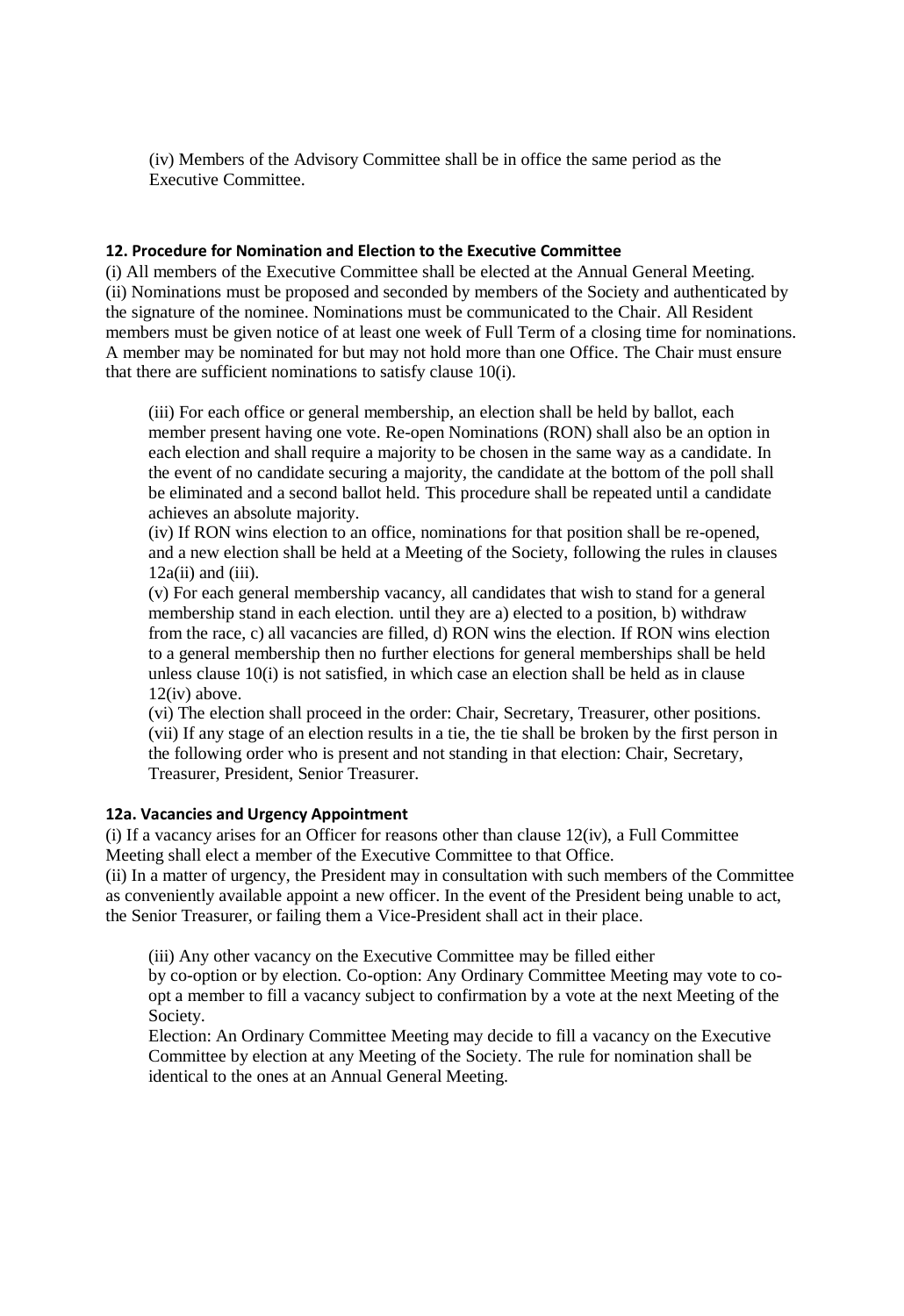(iv) Members of the Advisory Committee shall be in office the same period as the Executive Committee.

### 12. Procedure for Nomination and Election to the Executive Committee

(i) All members of the Executive Committee shall be elected at the Annual General Meeting.
(ii) Nominations must be proposed and seconded by members of the Society and authenticated by the signature of the nominee. Nominations must be communicated to the Chair. All Resident members must be given notice of at least one week of Full Term of a closing time for nominations. A member may be nominated for but may not hold more than one Office. The Chair must ensure that there are sufficient nominations to satisfy clause 10(i).

(iii) For each office or general membership, an election shall be held by ballot, each member present having one vote. Re-open Nominations (RON) shall also be an option in each election and shall require a majority to be chosen in the same way as a candidate. In the event of no candidate securing a majority, the candidate at the bottom of the poll shall be eliminated and a second ballot held. This procedure shall be repeated until a candidate achieves an absolute majority.
(iv) If RON wins election to an office, nominations for that position shall be re-opened, and a new election shall be held at a Meeting of the Society, following the rules in clauses 12a(ii) and (iii).
(v) For each general membership vacancy, all candidates that wish to stand for a general membership stand in each election. until they are a) elected to a position, b) withdraw from the race, c) all vacancies are filled, d) RON wins the election. If RON wins election to a general membership then no further elections for general memberships shall be held unless clause 10(i) is not satisfied, in which case an election shall be held as in clause 12(iv) above.
(vi) The election shall proceed in the order: Chair, Secretary, Treasurer, other positions.
(vii) If any stage of an election results in a tie, the tie shall be broken by the first person in the following order who is present and not standing in that election: Chair, Secretary, Treasurer, President, Senior Treasurer.

### 12a. Vacancies and Urgency Appointment

(i) If a vacancy arises for an Officer for reasons other than clause 12(iv), a Full Committee Meeting shall elect a member of the Executive Committee to that Office.
(ii) In a matter of urgency, the President may in consultation with such members of the Committee as conveniently available appoint a new officer. In the event of the President being unable to act, the Senior Treasurer, or failing them a Vice-President shall act in their place.

(iii) Any other vacancy on the Executive Committee may be filled either by co-option or by election. Co-option: Any Ordinary Committee Meeting may vote to co-opt a member to fill a vacancy subject to confirmation by a vote at the next Meeting of the Society.
Election: An Ordinary Committee Meeting may decide to fill a vacancy on the Executive Committee by election at any Meeting of the Society. The rule for nomination shall be identical to the ones at an Annual General Meeting.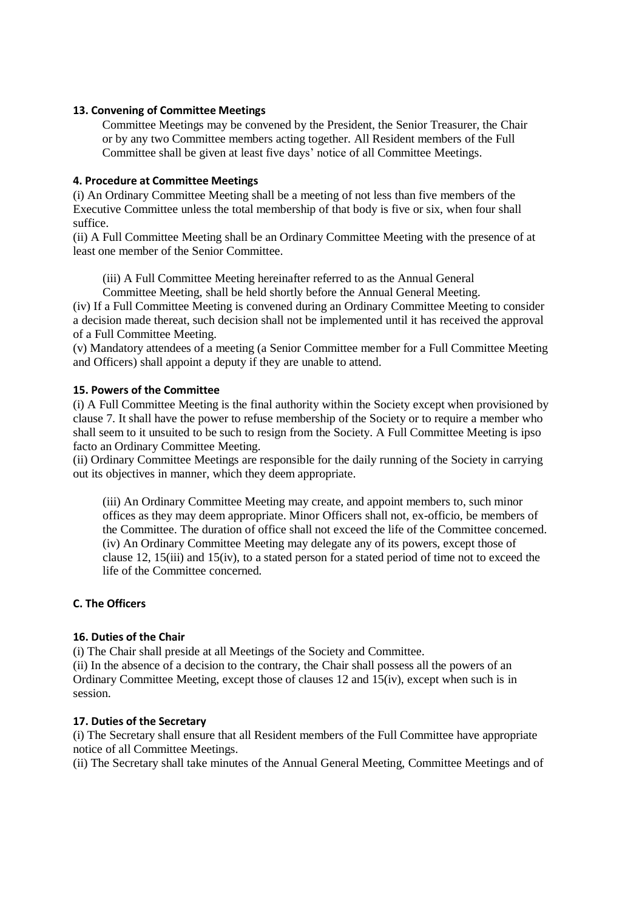**13. Convening of Committee Meetings**

Committee Meetings may be convened by the President, the Senior Treasurer, the Chair or by any two Committee members acting together. All Resident members of the Full Committee shall be given at least five days' notice of all Committee Meetings.

**4. Procedure at Committee Meetings**

(i) An Ordinary Committee Meeting shall be a meeting of not less than five members of the Executive Committee unless the total membership of that body is five or six, when four shall suffice.

(ii) A Full Committee Meeting shall be an Ordinary Committee Meeting with the presence of at least one member of the Senior Committee.

(iii) A Full Committee Meeting hereinafter referred to as the Annual General Committee Meeting, shall be held shortly before the Annual General Meeting.

(iv) If a Full Committee Meeting is convened during an Ordinary Committee Meeting to consider a decision made thereat, such decision shall not be implemented until it has received the approval of a Full Committee Meeting.

(v) Mandatory attendees of a meeting (a Senior Committee member for a Full Committee Meeting and Officers) shall appoint a deputy if they are unable to attend.

**15. Powers of the Committee**

(i) A Full Committee Meeting is the final authority within the Society except when provisioned by clause 7. It shall have the power to refuse membership of the Society or to require a member who shall seem to it unsuited to be such to resign from the Society. A Full Committee Meeting is ipso facto an Ordinary Committee Meeting.

(ii) Ordinary Committee Meetings are responsible for the daily running of the Society in carrying out its objectives in manner, which they deem appropriate.

(iii) An Ordinary Committee Meeting may create, and appoint members to, such minor offices as they may deem appropriate. Minor Officers shall not, ex-officio, be members of the Committee. The duration of office shall not exceed the life of the Committee concerned.

(iv) An Ordinary Committee Meeting may delegate any of its powers, except those of clause 12, 15(iii) and 15(iv), to a stated person for a stated period of time not to exceed the life of the Committee concerned.

**C. The Officers**

**16. Duties of the Chair**

(i) The Chair shall preside at all Meetings of the Society and Committee.

(ii) In the absence of a decision to the contrary, the Chair shall possess all the powers of an Ordinary Committee Meeting, except those of clauses 12 and 15(iv), except when such is in session.

**17. Duties of the Secretary**

(i) The Secretary shall ensure that all Resident members of the Full Committee have appropriate notice of all Committee Meetings.

(ii) The Secretary shall take minutes of the Annual General Meeting, Committee Meetings and of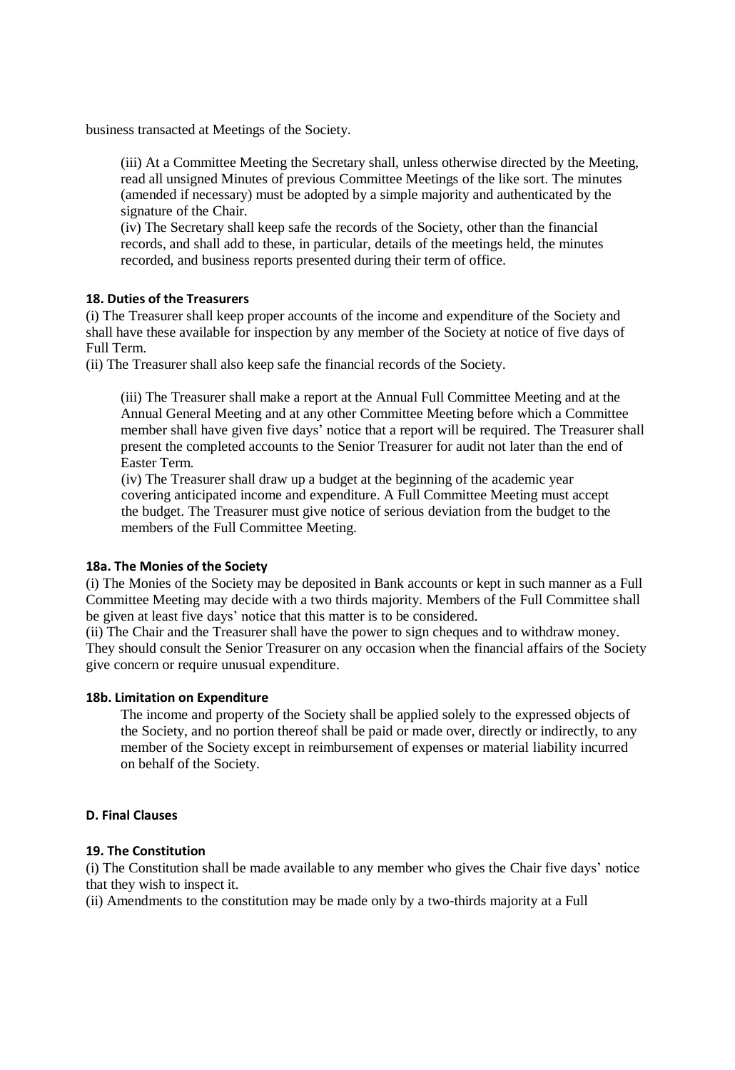business transacted at Meetings of the Society.

(iii) At a Committee Meeting the Secretary shall, unless otherwise directed by the Meeting, read all unsigned Minutes of previous Committee Meetings of the like sort. The minutes (amended if necessary) must be adopted by a simple majority and authenticated by the signature of the Chair.

(iv) The Secretary shall keep safe the records of the Society, other than the financial records, and shall add to these, in particular, details of the meetings held, the minutes recorded, and business reports presented during their term of office.

#### 18. Duties of the Treasurers

(i) The Treasurer shall keep proper accounts of the income and expenditure of the Society and shall have these available for inspection by any member of the Society at notice of five days of Full Term.

(ii) The Treasurer shall also keep safe the financial records of the Society.

(iii) The Treasurer shall make a report at the Annual Full Committee Meeting and at the Annual General Meeting and at any other Committee Meeting before which a Committee member shall have given five days' notice that a report will be required. The Treasurer shall present the completed accounts to the Senior Treasurer for audit not later than the end of Easter Term.

(iv) The Treasurer shall draw up a budget at the beginning of the academic year covering anticipated income and expenditure. A Full Committee Meeting must accept the budget. The Treasurer must give notice of serious deviation from the budget to the members of the Full Committee Meeting.

#### 18a. The Monies of the Society

(i) The Monies of the Society may be deposited in Bank accounts or kept in such manner as a Full Committee Meeting may decide with a two thirds majority. Members of the Full Committee shall be given at least five days' notice that this matter is to be considered.

(ii) The Chair and the Treasurer shall have the power to sign cheques and to withdraw money. They should consult the Senior Treasurer on any occasion when the financial affairs of the Society give concern or require unusual expenditure.

#### 18b. Limitation on Expenditure

The income and property of the Society shall be applied solely to the expressed objects of the Society, and no portion thereof shall be paid or made over, directly or indirectly, to any member of the Society except in reimbursement of expenses or material liability incurred on behalf of the Society.

### D. Final Clauses

#### 19. The Constitution

(i) The Constitution shall be made available to any member who gives the Chair five days' notice that they wish to inspect it.

(ii) Amendments to the constitution may be made only by a two-thirds majority at a Full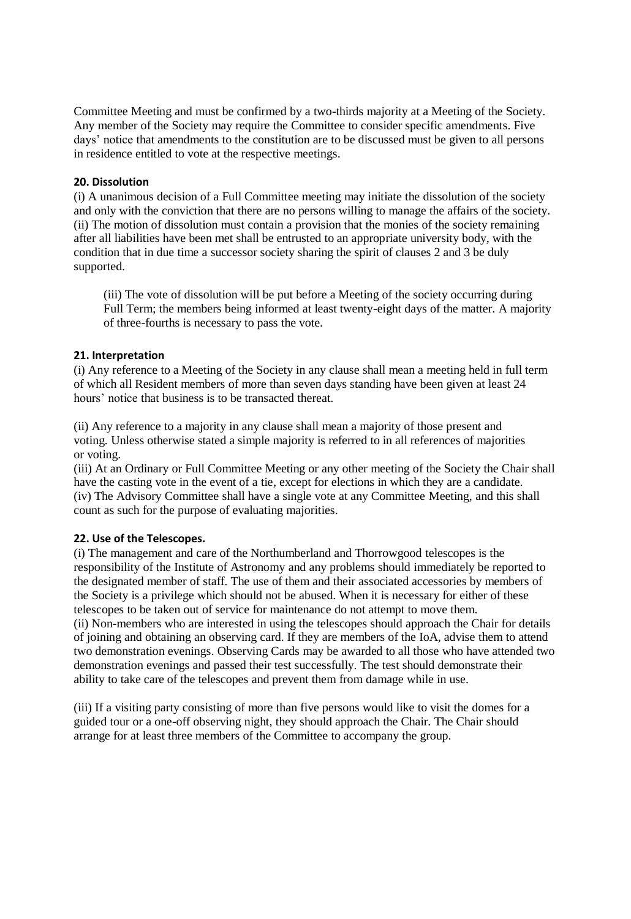Committee Meeting and must be confirmed by a two-thirds majority at a Meeting of the Society. Any member of the Society may require the Committee to consider specific amendments. Five days' notice that amendments to the constitution are to be discussed must be given to all persons in residence entitled to vote at the respective meetings.

#### 20. Dissolution

(i) A unanimous decision of a Full Committee meeting may initiate the dissolution of the society and only with the conviction that there are no persons willing to manage the affairs of the society.
(ii) The motion of dissolution must contain a provision that the monies of the society remaining after all liabilities have been met shall be entrusted to an appropriate university body, with the condition that in due time a successor society sharing the spirit of clauses 2 and 3 be duly supported.

(iii) The vote of dissolution will be put before a Meeting of the society occurring during Full Term; the members being informed at least twenty-eight days of the matter. A majority of three-fourths is necessary to pass the vote.

#### 21. Interpretation

(i) Any reference to a Meeting of the Society in any clause shall mean a meeting held in full term of which all Resident members of more than seven days standing have been given at least 24 hours' notice that business is to be transacted thereat.

(ii) Any reference to a majority in any clause shall mean a majority of those present and voting. Unless otherwise stated a simple majority is referred to in all references of majorities or voting.
(iii) At an Ordinary or Full Committee Meeting or any other meeting of the Society the Chair shall have the casting vote in the event of a tie, except for elections in which they are a candidate.
(iv) The Advisory Committee shall have a single vote at any Committee Meeting, and this shall count as such for the purpose of evaluating majorities.

#### 22. Use of the Telescopes.

(i) The management and care of the Northumberland and Thorrowgood telescopes is the responsibility of the Institute of Astronomy and any problems should immediately be reported to the designated member of staff. The use of them and their associated accessories by members of the Society is a privilege which should not be abused. When it is necessary for either of these telescopes to be taken out of service for maintenance do not attempt to move them.
(ii) Non-members who are interested in using the telescopes should approach the Chair for details of joining and obtaining an observing card. If they are members of the IoA, advise them to attend two demonstration evenings. Observing Cards may be awarded to all those who have attended two demonstration evenings and passed their test successfully. The test should demonstrate their ability to take care of the telescopes and prevent them from damage while in use.

(iii) If a visiting party consisting of more than five persons would like to visit the domes for a guided tour or a one-off observing night, they should approach the Chair. The Chair should arrange for at least three members of the Committee to accompany the group.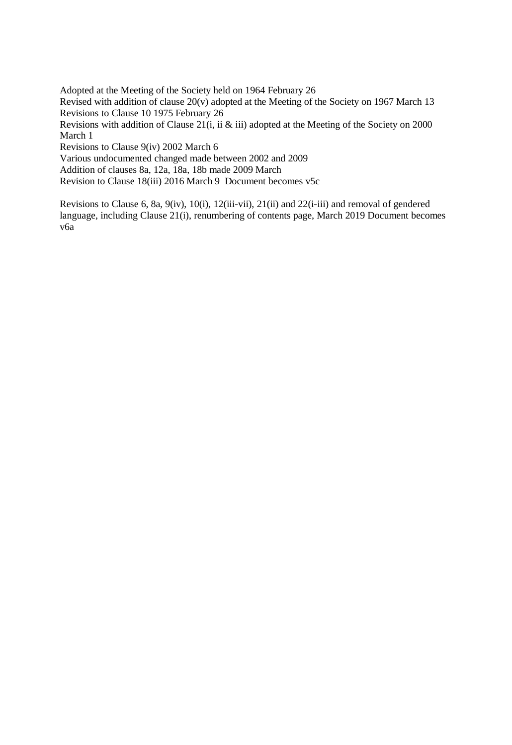Adopted at the Meeting of the Society held on 1964 February 26
Revised with addition of clause 20(v) adopted at the Meeting of the Society on 1967 March 13
Revisions to Clause 10 1975 February 26
Revisions with addition of Clause 21(i, ii & iii) adopted at the Meeting of the Society on 2000 March 1
Revisions to Clause 9(iv) 2002 March 6
Various undocumented changed made between 2002 and 2009
Addition of clauses 8a, 12a, 18a, 18b made 2009 March
Revision to Clause 18(iii) 2016 March 9 Document becomes v5c

Revisions to Clause 6, 8a, 9(iv), 10(i), 12(iii-vii), 21(ii) and 22(i-iii) and removal of gendered language, including Clause 21(i), renumbering of contents page, March 2019 Document becomes v6a